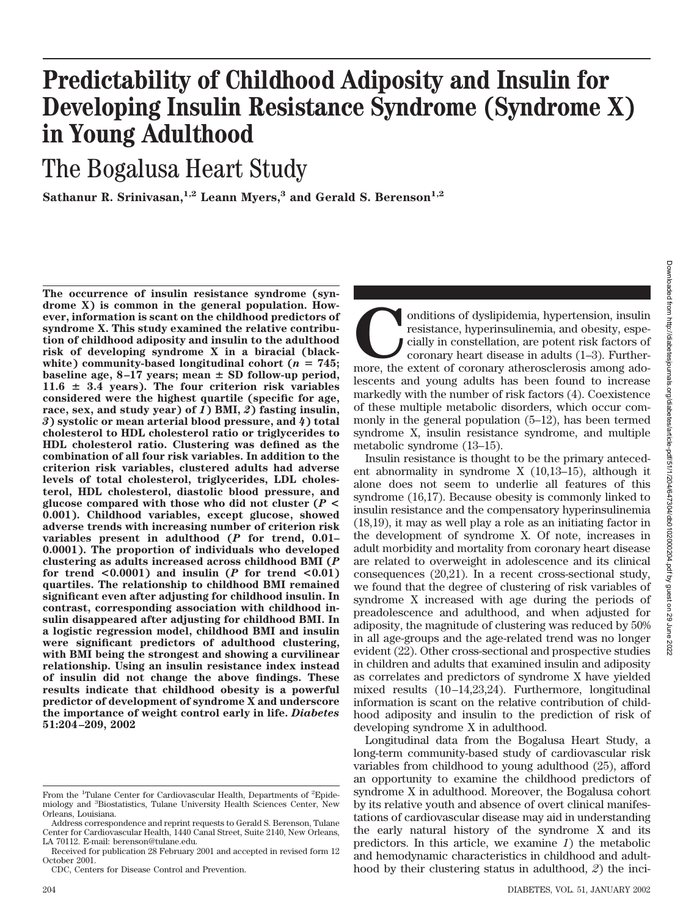# Predictability of Childhood Adiposity and Insulin for Developing Insulin Resistance Syndrome (Syndrome X) in Young Adulthood

## The Bogalusa Heart Study

**Sathanur R. Srinivasan,[1,2] Leann Myers,[3] and Gerald S. Berenson[1,2]**

**The occurrence of insulin resistance syndrome (syndrome X) is common in the general population. However, information is scant on the childhood predictors of syndrome X. This study examined the relative contribution of childhood adiposity and insulin to the adulthood risk of developing syndrome X in a biracial (black-white) community-based longitudinal cohort ($n$ = 745; baseline age, 8–17 years; mean ± SD follow-up period, 11.6 ± 3.4 years). The four criterion risk variables considered were the highest quartile (specific for age, race, sex, and study year) of *1*) BMI, *2*) fasting insulin, *3*) systolic or mean arterial blood pressure, and *4*) total cholesterol to HDL cholesterol ratio or triglycerides to HDL cholesterol ratio. Clustering was defined as the combination of all four risk variables. In addition to the criterion risk variables, clustered adults had adverse levels of total cholesterol, triglycerides, LDL cholesterol, HDL cholesterol, diastolic blood pressure, and glucose compared with those who did not cluster ($P$ < 0.001). Childhood variables, except glucose, showed adverse trends with increasing number of criterion risk variables present in adulthood ($P$ for trend, 0.01–0.0001). The proportion of individuals who developed clustering as adults increased across childhood BMI ($P$ for trend <0.0001) and insulin ($P$ for trend <0.01) quartiles. The relationship to childhood BMI remained significant even after adjusting for childhood insulin. In contrast, corresponding association with childhood insulin disappeared after adjusting for childhood BMI. In a logistic regression model, childhood BMI and insulin were significant predictors of adulthood clustering, with BMI being the strongest and showing a curvilinear relationship. Using an insulin resistance index instead of insulin did not change the above findings. These results indicate that childhood obesity is a powerful predictor of development of syndrome X and underscore the importance of weight control early in life. *Diabetes* 51:204–209, 2002**

Conditions of dyslipidemia, hypertension, insulin resistance, hyperinsulinemia, and obesity, especially in constellation, are potent risk factors of coronary heart disease in adults (1–3). Furthermore, the extent of coronary atherosclerosis among adolescents and young adults has been found to increase markedly with the number of risk factors (4). Coexistence of these multiple metabolic disorders, which occur commonly in the general population (5–12), has been termed syndrome X, insulin resistance syndrome, and multiple metabolic syndrome (13–15).

Insulin resistance is thought to be the primary antecedent abnormality in syndrome X (10,13–15), although it alone does not seem to underlie all features of this syndrome (16,17). Because obesity is commonly linked to insulin resistance and the compensatory hyperinsulinemia (18,19), it may as well play a role as an initiating factor in the development of syndrome X. Of note, increases in adult morbidity and mortality from coronary heart disease are related to overweight in adolescence and its clinical consequences (20,21). In a recent cross-sectional study, we found that the degree of clustering of risk variables of syndrome X increased with age during the periods of preadolescence and adulthood, and when adjusted for adiposity, the magnitude of clustering was reduced by 50% in all age-groups and the age-related trend was no longer evident (22). Other cross-sectional and prospective studies in children and adults that examined insulin and adiposity as correlates and predictors of syndrome X have yielded mixed results (10–14,23,24). Furthermore, longitudinal information is scant on the relative contribution of childhood adiposity and insulin to the prediction of risk of developing syndrome X in adulthood.

Longitudinal data from the Bogalusa Heart Study, a long-term community-based study of cardiovascular risk variables from childhood to young adulthood (25), afford an opportunity to examine the childhood predictors of syndrome X in adulthood. Moreover, the Bogalusa cohort by its relative youth and absence of overt clinical manifestations of cardiovascular disease may aid in understanding the early natural history of the syndrome X and its predictors. In this article, we examine *1*) the metabolic and hemodynamic characteristics in childhood and adulthood by their clustering status in adulthood, *2*) the inci-

From the [1]Tulane Center for Cardiovascular Health, Departments of [2]Epidemiology and [3]Biostatistics, Tulane University Health Sciences Center, New Orleans, Louisiana.

Address correspondence and reprint requests to Gerald S. Berenson, Tulane Center for Cardiovascular Health, 1440 Canal Street, Suite 2140, New Orleans, LA 70112. E-mail: berenson@tulane.edu.

Received for publication 28 February 2001 and accepted in revised form 12 October 2001.

CDC, Centers for Disease Control and Prevention.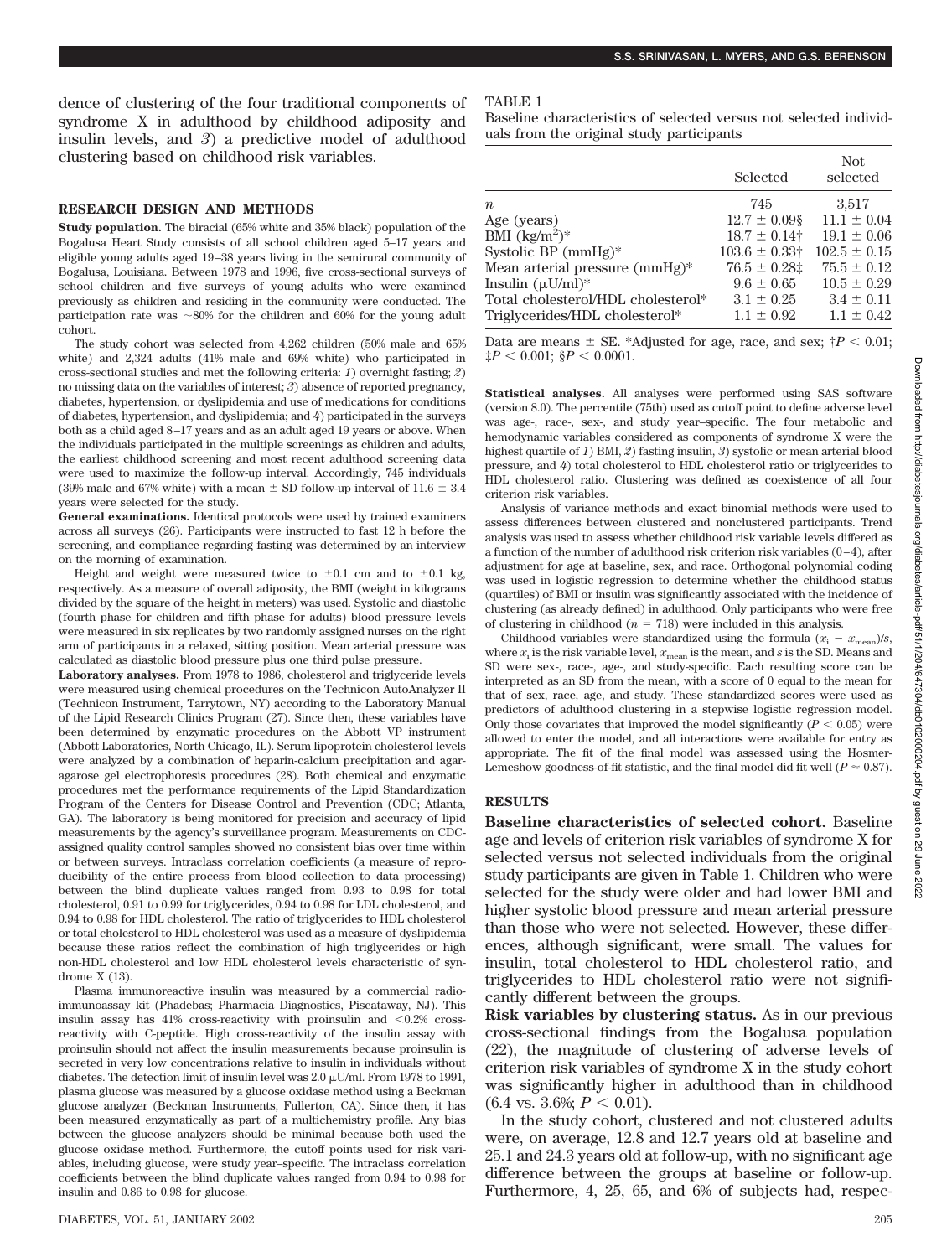dence of clustering of the four traditional components of syndrome X in adulthood by childhood adiposity and insulin levels, and *3*) a predictive model of adulthood clustering based on childhood risk variables.

## RESEARCH DESIGN AND METHODS

**Study population.** The biracial (65% white and 35% black) population of the Bogalusa Heart Study consists of all school children aged 5–17 years and eligible young adults aged 19–38 years living in the semirural community of Bogalusa, Louisiana. Between 1978 and 1996, five cross-sectional surveys of school children and five surveys of young adults who were examined previously as children and residing in the community were conducted. The participation rate was ~80% for the children and 60% for the young adult cohort.

The study cohort was selected from 4,262 children (50% male and 65% white) and 2,324 adults (41% male and 69% white) who participated in cross-sectional studies and met the following criteria: *1*) overnight fasting; *2*) no missing data on the variables of interest; *3*) absence of reported pregnancy, diabetes, hypertension, or dyslipidemia and use of medications for conditions of diabetes, hypertension, and dyslipidemia; and *4*) participated in the surveys both as a child aged 8–17 years and as an adult aged 19 years or above. When the individuals participated in the multiple screenings as children and adults, the earliest childhood screening and most recent adulthood screening data were used to maximize the follow-up interval. Accordingly, 745 individuals (39% male and 67% white) with a mean ± SD follow-up interval of 11.6 ± 3.4 years were selected for the study.

**General examinations.** Identical protocols were used by trained examiners across all surveys (26). Participants were instructed to fast 12 h before the screening, and compliance regarding fasting was determined by an interview on the morning of examination.

Height and weight were measured twice to ±0.1 cm and to ±0.1 kg, respectively. As a measure of overall adiposity, the BMI (weight in kilograms divided by the square of the height in meters) was used. Systolic and diastolic (fourth phase for children and fifth phase for adults) blood pressure levels were measured in six replicates by two randomly assigned nurses on the right arm of participants in a relaxed, sitting position. Mean arterial pressure was calculated as diastolic blood pressure plus one third pulse pressure.

**Laboratory analyses.** From 1978 to 1986, cholesterol and triglyceride levels were measured using chemical procedures on the Technicon AutoAnalyzer II (Technicon Instrument, Tarrytown, NY) according to the Laboratory Manual of the Lipid Research Clinics Program (27). Since then, these variables have been determined by enzymatic procedures on the Abbott VP instrument (Abbott Laboratories, North Chicago, IL). Serum lipoprotein cholesterol levels were analyzed by a combination of heparin-calcium precipitation and agar-agarose gel electrophoresis procedures (28). Both chemical and enzymatic procedures met the performance requirements of the Lipid Standardization Program of the Centers for Disease Control and Prevention (CDC; Atlanta, GA). The laboratory is being monitored for precision and accuracy of lipid measurements by the agency's surveillance program. Measurements on CDC-assigned quality control samples showed no consistent bias over time within or between surveys. Intraclass correlation coefficients (a measure of reproducibility of the entire process from blood collection to data processing) between the blind duplicate values ranged from 0.93 to 0.98 for total cholesterol, 0.91 to 0.99 for triglycerides, 0.94 to 0.98 for LDL cholesterol, and 0.94 to 0.98 for HDL cholesterol. The ratio of triglycerides to HDL cholesterol or total cholesterol to HDL cholesterol was used as a measure of dyslipidemia because these ratios reflect the combination of high triglycerides or high non-HDL cholesterol and low HDL cholesterol levels characteristic of syndrome X (13).

Plasma immunoreactive insulin was measured by a commercial radioimmunoassay kit (Phadebas; Pharmacia Diagnostics, Piscataway, NJ). This insulin assay has 41% cross-reactivity with proinsulin and <0.2% cross-reactivity with C-peptide. High cross-reactivity of the insulin assay with proinsulin should not affect the insulin measurements because proinsulin is secreted in very low concentrations relative to insulin in individuals without diabetes. The detection limit of insulin level was 2.0 μU/ml. From 1978 to 1991, plasma glucose was measured by a glucose oxidase method using a Beckman glucose analyzer (Beckman Instruments, Fullerton, CA). Since then, it has been measured enzymatically as part of a multichemistry profile. Any bias between the glucose analyzers should be minimal because both used the glucose oxidase method. Furthermore, the cutoff points used for risk variables, including glucose, were study year–specific. The intraclass correlation coefficients between the blind duplicate values ranged from 0.94 to 0.98 for insulin and 0.86 to 0.98 for glucose.

TABLE 1

Baseline characteristics of selected versus not selected individuals from the original study participants

| | Selected | Not selected |
|---|---|---|
| $n$ | 745 | 3,517 |
| Age (years) | 12.7 ± 0.09§ | 11.1 ± 0.04 |
| BMI (kg/m$^2$)* | 18.7 ± 0.14† | 19.1 ± 0.06 |
| Systolic BP (mmHg)* | 103.6 ± 0.33† | 102.5 ± 0.15 |
| Mean arterial pressure (mmHg)* | 76.5 ± 0.28‡ | 75.5 ± 0.12 |
| Insulin (μU/ml)* | 9.6 ± 0.65 | 10.5 ± 0.29 |
| Total cholesterol/HDL cholesterol* | 3.1 ± 0.25 | 3.4 ± 0.11 |
| Triglycerides/HDL cholesterol* | 1.1 ± 0.92 | 1.1 ± 0.42 |

Data are means ± SE. *Adjusted for age, race, and sex; †$P < 0.01$; ‡$P < 0.001$; §$P < 0.0001$.

**Statistical analyses.** All analyses were performed using SAS software (version 8.0). The percentile (75th) used as cutoff point to define adverse level was age-, race-, sex-, and study year–specific. The four metabolic and hemodynamic variables considered as components of syndrome X were the highest quartile of *1*) BMI, *2*) fasting insulin, *3*) systolic or mean arterial blood pressure, and *4*) total cholesterol to HDL cholesterol ratio or triglycerides to HDL cholesterol ratio. Clustering was defined as coexistence of all four criterion risk variables.

Analysis of variance methods and exact binomial methods were used to assess differences between clustered and nonclustered participants. Trend analysis was used to assess whether childhood risk variable levels differed as a function of the number of adulthood risk criterion risk variables (0–4), after adjustment for age at baseline, sex, and race. Orthogonal polynomial coding was used in logistic regression to determine whether the childhood status (quartiles) of BMI or insulin was significantly associated with the incidence of clustering (as already defined) in adulthood. Only participants who were free of clustering in childhood ($n = 718$) were included in this analysis.

Childhood variables were standardized using the formula $(x_i - x_{mean})/s$, where $x_i$ is the risk variable level, $x_{mean}$ is the mean, and $s$ is the SD. Means and SD were sex-, race-, age-, and study-specific. Each resulting score can be interpreted as an SD from the mean, with a score of 0 equal to the mean for that of sex, race, age, and study. These standardized scores were used as predictors of adulthood clustering in a stepwise logistic regression model. Only those covariates that improved the model significantly ($P < 0.05$) were allowed to enter the model, and all interactions were available for entry as appropriate. The fit of the final model was assessed using the Hosmer-Lemeshow goodness-of-fit statistic, and the final model did fit well ($P \approx 0.87$).

## RESULTS

**Baseline characteristics of selected cohort.** Baseline age and levels of criterion risk variables of syndrome X for selected versus not selected individuals from the original study participants are given in Table 1. Children who were selected for the study were older and had lower BMI and higher systolic blood pressure and mean arterial pressure than those who were not selected. However, these differences, although significant, were small. The values for insulin, total cholesterol to HDL cholesterol ratio, and triglycerides to HDL cholesterol ratio were not significantly different between the groups.

**Risk variables by clustering status.** As in our previous cross-sectional findings from the Bogalusa population (22), the magnitude of clustering of adverse levels of criterion risk variables of syndrome X in the study cohort was significantly higher in adulthood than in childhood (6.4 vs. 3.6%; $P < 0.01$).

In the study cohort, clustered and not clustered adults were, on average, 12.8 and 12.7 years old at baseline and 25.1 and 24.3 years old at follow-up, with no significant age difference between the groups at baseline or follow-up. Furthermore, 4, 25, 65, and 6% of subjects had, respec-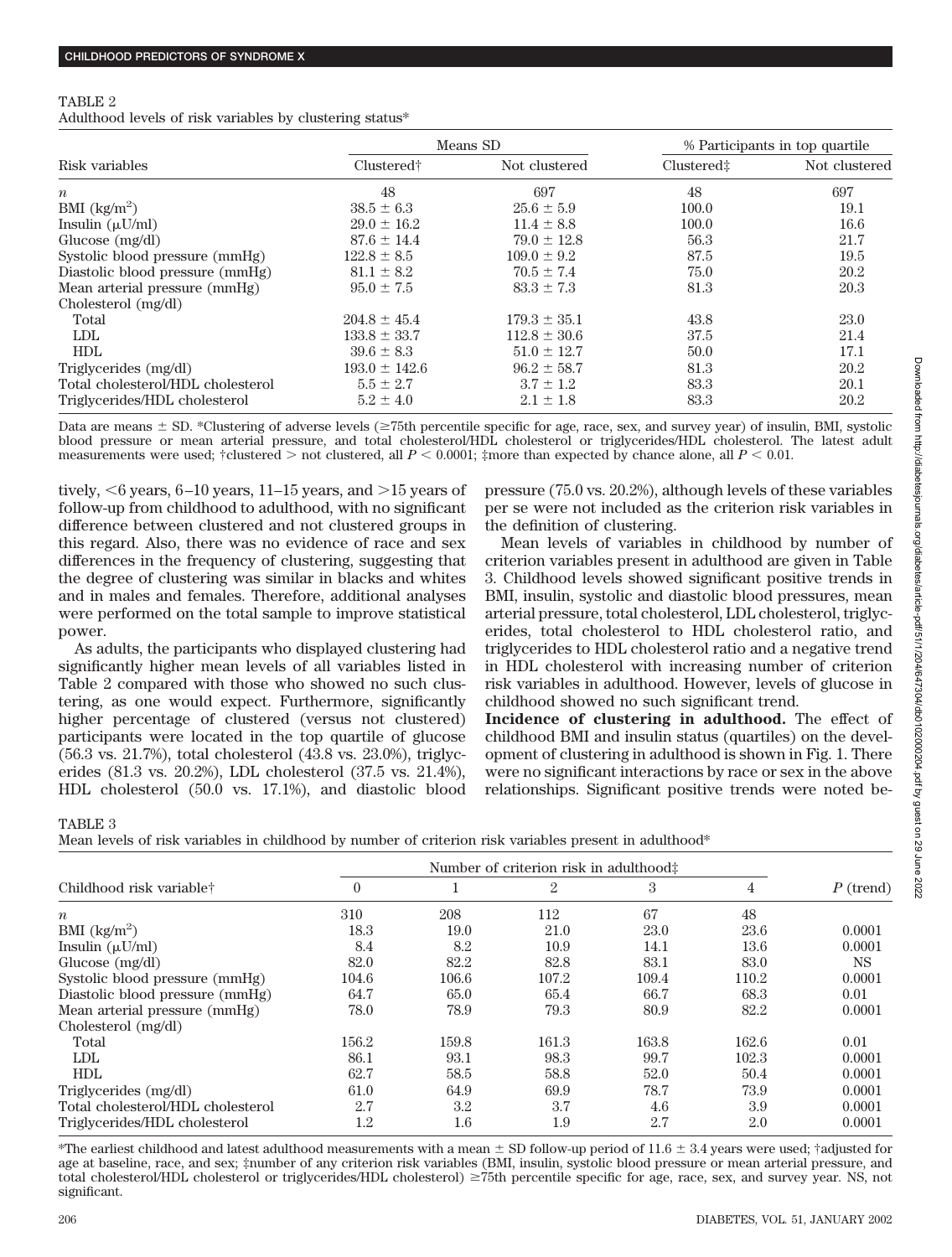TABLE 2
Adulthood levels of risk variables by clustering status*

| Risk variables | Means SD | | % Participants in top quartile | |
|---|---|---|---|---|
| | Clustered† | Not clustered | Clustered‡ | Not clustered |
| $n$ | 48 | 697 | 48 | 697 |
| BMI (kg/m$^2$) | 38.5 ± 6.3 | 25.6 ± 5.9 | 100.0 | 19.1 |
| Insulin (μU/ml) | 29.0 ± 16.2 | 11.4 ± 8.8 | 100.0 | 16.6 |
| Glucose (mg/dl) | 87.6 ± 14.4 | 79.0 ± 12.8 | 56.3 | 21.7 |
| Systolic blood pressure (mmHg) | 122.8 ± 8.5 | 109.0 ± 9.2 | 87.5 | 19.5 |
| Diastolic blood pressure (mmHg) | 81.1 ± 8.2 | 70.5 ± 7.4 | 75.0 | 20.2 |
| Mean arterial pressure (mmHg) | 95.0 ± 7.5 | 83.3 ± 7.3 | 81.3 | 20.3 |
| Cholesterol (mg/dl) | | | | |
| Total | 204.8 ± 45.4 | 179.3 ± 35.1 | 43.8 | 23.0 |
| LDL | 133.8 ± 33.7 | 112.8 ± 30.6 | 37.5 | 21.4 |
| HDL | 39.6 ± 8.3 | 51.0 ± 12.7 | 50.0 | 17.1 |
| Triglycerides (mg/dl) | 193.0 ± 142.6 | 96.2 ± 58.7 | 81.3 | 20.2 |
| Total cholesterol/HDL cholesterol | 5.5 ± 2.7 | 3.7 ± 1.2 | 83.3 | 20.1 |
| Triglycerides/HDL cholesterol | 5.2 ± 4.0 | 2.1 ± 1.8 | 83.3 | 20.2 |

Data are means ± SD. *Clustering of adverse levels (≥75th percentile specific for age, race, sex, and survey year) of insulin, BMI, systolic blood pressure or mean arterial pressure, and total cholesterol/HDL cholesterol or triglycerides/HDL cholesterol. The latest adult measurements were used; †clustered > not clustered, all $P < 0.0001$; ‡more than expected by chance alone, all $P < 0.01$.

tively, <6 years, 6–10 years, 11–15 years, and >15 years of follow-up from childhood to adulthood, with no significant difference between clustered and not clustered groups in this regard. Also, there was no evidence of race and sex differences in the frequency of clustering, suggesting that the degree of clustering was similar in blacks and whites and in males and females. Therefore, additional analyses were performed on the total sample to improve statistical power.

As adults, the participants who displayed clustering had significantly higher mean levels of all variables listed in Table 2 compared with those who showed no such clustering, as one would expect. Furthermore, significantly higher percentage of clustered (versus not clustered) participants were located in the top quartile of glucose (56.3 vs. 21.7%), total cholesterol (43.8 vs. 23.0%), triglycerides (81.3 vs. 20.2%), LDL cholesterol (37.5 vs. 21.4%), HDL cholesterol (50.0 vs. 17.1%), and diastolic blood pressure (75.0 vs. 20.2%), although levels of these variables per se were not included as the criterion risk variables in the definition of clustering.

Mean levels of variables in childhood by number of criterion variables present in adulthood are given in Table 3. Childhood levels showed significant positive trends in BMI, insulin, systolic and diastolic blood pressures, mean arterial pressure, total cholesterol, LDL cholesterol, triglycerides, total cholesterol to HDL cholesterol ratio, and triglycerides to HDL cholesterol ratio and a negative trend in HDL cholesterol with increasing number of criterion risk variables in adulthood. However, levels of glucose in childhood showed no such significant trend.

**Incidence of clustering in adulthood.** The effect of childhood BMI and insulin status (quartiles) on the development of clustering in adulthood is shown in Fig. 1. There were no significant interactions by race or sex in the above relationships. Significant positive trends were noted be-

TABLE 3
Mean levels of risk variables in childhood by number of criterion risk variables present in adulthood*

| Childhood risk variable† | Number of criterion risk in adulthood‡ | | | | | $P$ (trend) |
|---|---|---|---|---|---|---|
| | 0 | 1 | 2 | 3 | 4 | |
| $n$ | 310 | 208 | 112 | 67 | 48 | |
| BMI (kg/m$^2$) | 18.3 | 19.0 | 21.0 | 23.0 | 23.6 | 0.0001 |
| Insulin (μU/ml) | 8.4 | 8.2 | 10.9 | 14.1 | 13.6 | 0.0001 |
| Glucose (mg/dl) | 82.0 | 82.2 | 82.8 | 83.1 | 83.0 | NS |
| Systolic blood pressure (mmHg) | 104.6 | 106.6 | 107.2 | 109.4 | 110.2 | 0.0001 |
| Diastolic blood pressure (mmHg) | 64.7 | 65.0 | 65.4 | 66.7 | 68.3 | 0.01 |
| Mean arterial pressure (mmHg) | 78.0 | 78.9 | 79.3 | 80.9 | 82.2 | 0.0001 |
| Cholesterol (mg/dl) | | | | | | |
| Total | 156.2 | 159.8 | 161.3 | 163.8 | 162.6 | 0.01 |
| LDL | 86.1 | 93.1 | 98.3 | 99.7 | 102.3 | 0.0001 |
| HDL | 62.7 | 58.5 | 58.8 | 52.0 | 50.4 | 0.0001 |
| Triglycerides (mg/dl) | 61.0 | 64.9 | 69.9 | 78.7 | 73.9 | 0.0001 |
| Total cholesterol/HDL cholesterol | 2.7 | 3.2 | 3.7 | 4.6 | 3.9 | 0.0001 |
| Triglycerides/HDL cholesterol | 1.2 | 1.6 | 1.9 | 2.7 | 2.0 | 0.0001 |

*The earliest childhood and latest adulthood measurements with a mean ± SD follow-up period of 11.6 ± 3.4 years were used; †adjusted for age at baseline, race, and sex; ‡number of any criterion risk variables (BMI, insulin, systolic blood pressure or mean arterial pressure, and total cholesterol/HDL cholesterol or triglycerides/HDL cholesterol) ≥75th percentile specific for age, race, sex, and survey year. NS, not significant.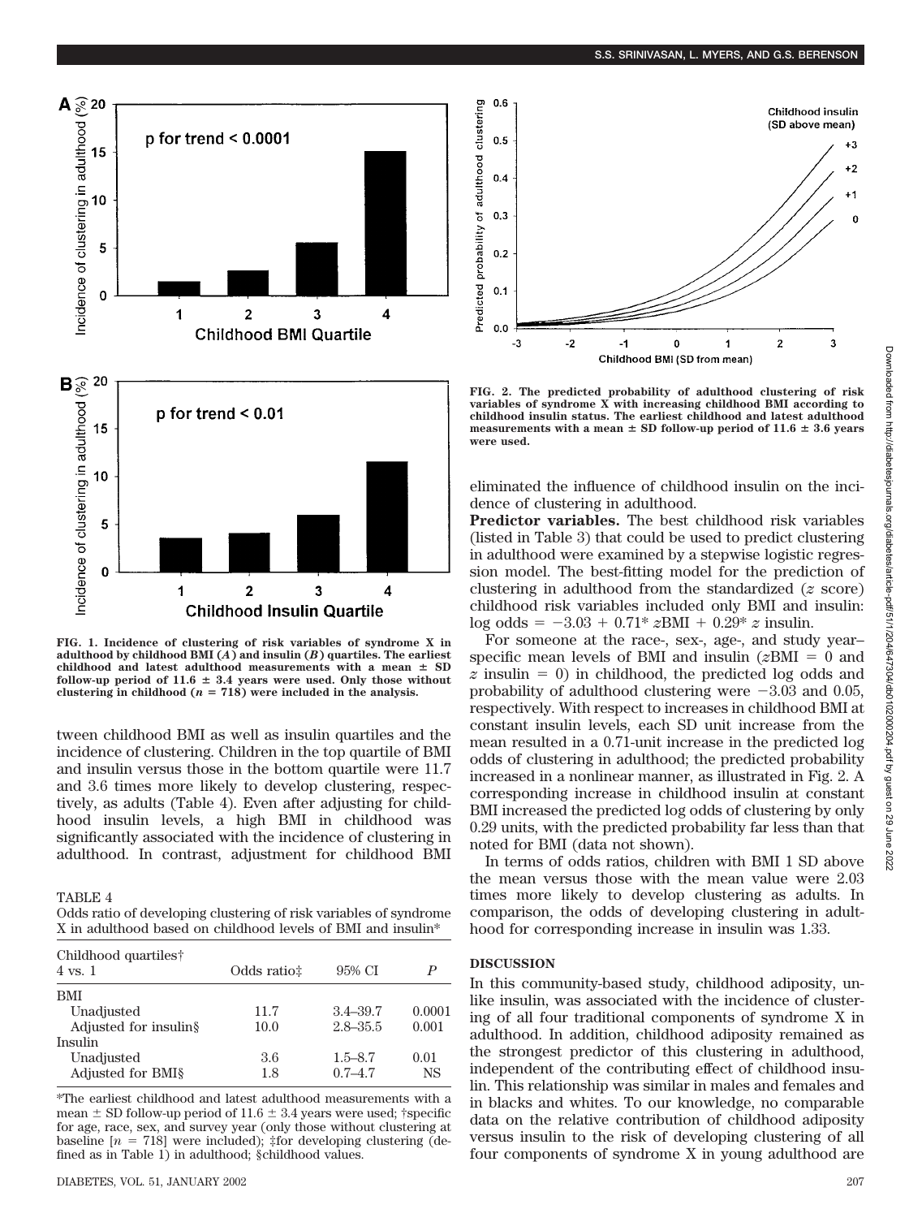FIG. 1. Incidence of clustering of risk variables of syndrome X in adulthood by childhood BMI (*A*) and insulin (*B*) quartiles. The earliest childhood and latest adulthood measurements with a mean ± SD follow-up period of 11.6 ± 3.4 years were used. Only those without clustering in childhood ($n = 718$) were included in the analysis.

FIG. 2. The predicted probability of adulthood clustering of risk variables of syndrome X with increasing childhood BMI according to childhood insulin status. The earliest childhood and latest adulthood measurements with a mean ± SD follow-up period of 11.6 ± 3.6 years were used.

tween childhood BMI as well as insulin quartiles and the incidence of clustering. Children in the top quartile of BMI and insulin versus those in the bottom quartile were 11.7 and 3.6 times more likely to develop clustering, respectively, as adults (Table 4). Even after adjusting for childhood insulin levels, a high BMI in childhood was significantly associated with the incidence of clustering in adulthood. In contrast, adjustment for childhood BMI eliminated the influence of childhood insulin on the incidence of clustering in adulthood.

TABLE 4
Odds ratio of developing clustering of risk variables of syndrome X in adulthood based on childhood levels of BMI and insulin*

| Childhood quartiles† 4 vs. 1 | Odds ratio‡ | 95% CI | *P* |
|---|---|---|---|
| BMI | | | |
| Unadjusted | 11.7 | 3.4–39.7 | 0.0001 |
| Adjusted for insulin§ | 10.0 | 2.8–35.5 | 0.001 |
| Insulin | | | |
| Unadjusted | 3.6 | 1.5–8.7 | 0.01 |
| Adjusted for BMI§ | 1.8 | 0.7–4.7 | NS |

*The earliest childhood and latest adulthood measurements with a mean ± SD follow-up period of 11.6 ± 3.4 years were used; †specific for age, race, sex, and survey year (only those without clustering at baseline [$n = 718$] were included); ‡for developing clustering (defined as in Table 1) in adulthood; §childhood values.

**Predictor variables.** The best childhood risk variables (listed in Table 3) that could be used to predict clustering in adulthood were examined by a stepwise logistic regression model. The best-fitting model for the prediction of clustering in adulthood from the standardized (*z* score) childhood risk variables included only BMI and insulin: $\log \text{odds} = -3.03 + 0.71 * z\text{BMI} + 0.29 * z\text{ insulin}$.

For someone at the race-, sex-, age-, and study year–specific mean levels of BMI and insulin ($z\text{BMI} = 0$ and $z\text{ insulin} = 0$) in childhood, the predicted log odds and probability of adulthood clustering were $-3.03$ and 0.05, respectively. With respect to increases in childhood BMI at constant insulin levels, each SD unit increase from the mean resulted in a 0.71-unit increase in the predicted log odds of clustering in adulthood; the predicted probability increased in a nonlinear manner, as illustrated in Fig. 2. A corresponding increase in childhood insulin at constant BMI increased the predicted log odds of clustering by only 0.29 units, with the predicted probability far less than that noted for BMI (data not shown).

In terms of odds ratios, children with BMI 1 SD above the mean versus those with the mean value were 2.03 times more likely to develop clustering as adults. In comparison, the odds of developing clustering in adulthood for corresponding increase in insulin was 1.33.

## DISCUSSION

In this community-based study, childhood adiposity, unlike insulin, was associated with the incidence of clustering of all four traditional components of syndrome X in adulthood. In addition, childhood adiposity remained as the strongest predictor of this clustering in adulthood, independent of the contributing effect of childhood insulin. This relationship was similar in males and females and in blacks and whites. To our knowledge, no comparable data on the relative contribution of childhood adiposity versus insulin to the risk of developing clustering of all four components of syndrome X in young adulthood are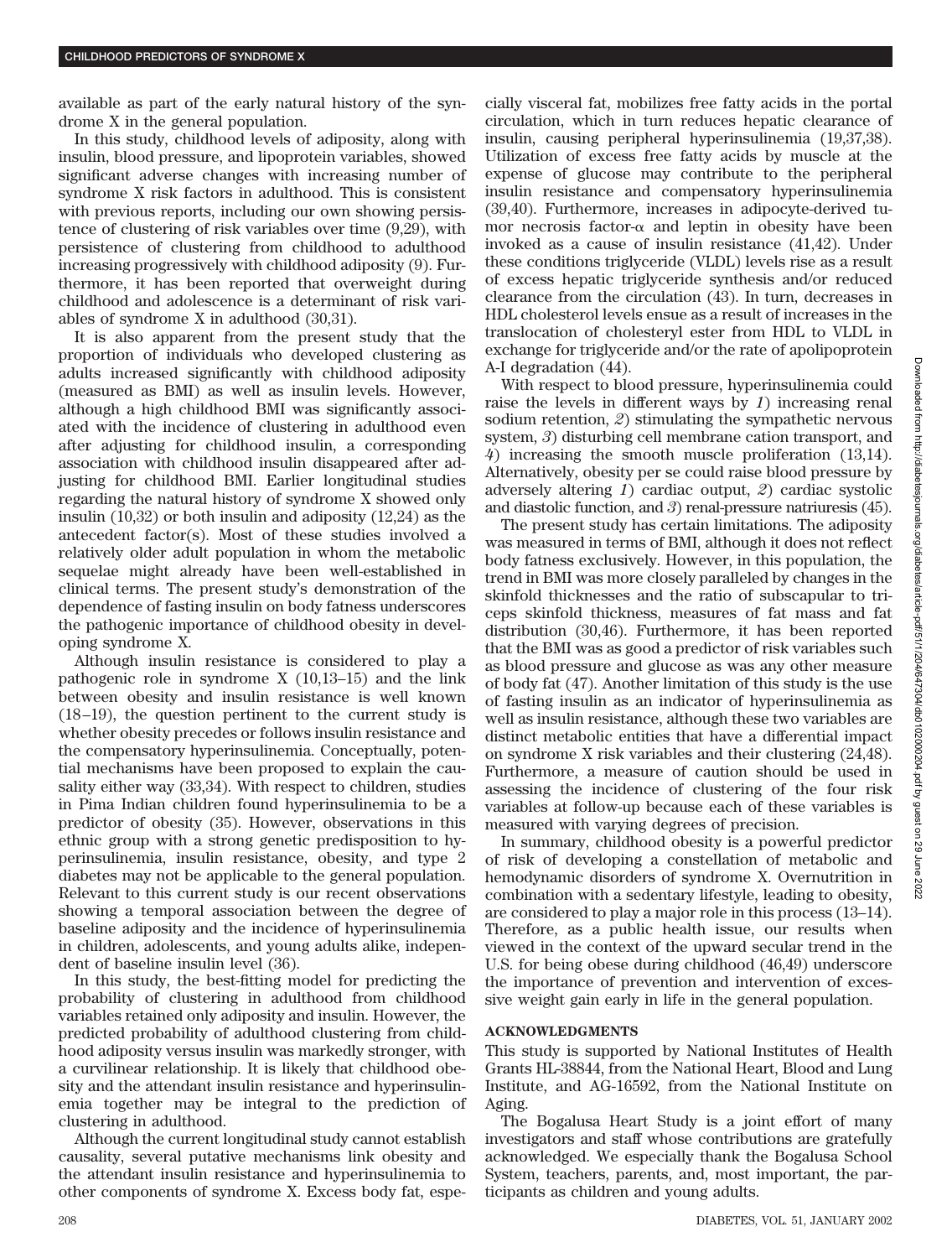available as part of the early natural history of the syndrome X in the general population.

In this study, childhood levels of adiposity, along with insulin, blood pressure, and lipoprotein variables, showed significant adverse changes with increasing number of syndrome X risk factors in adulthood. This is consistent with previous reports, including our own showing persistence of clustering of risk variables over time (9,29), with persistence of clustering from childhood to adulthood increasing progressively with childhood adiposity (9). Furthermore, it has been reported that overweight during childhood and adolescence is a determinant of risk variables of syndrome X in adulthood (30,31).

It is also apparent from the present study that the proportion of individuals who developed clustering as adults increased significantly with childhood adiposity (measured as BMI) as well as insulin levels. However, although a high childhood BMI was significantly associated with the incidence of clustering in adulthood even after adjusting for childhood insulin, a corresponding association with childhood insulin disappeared after adjusting for childhood BMI. Earlier longitudinal studies regarding the natural history of syndrome X showed only insulin (10,32) or both insulin and adiposity (12,24) as the antecedent factor(s). Most of these studies involved a relatively older adult population in whom the metabolic sequelae might already have been well-established in clinical terms. The present study's demonstration of the dependence of fasting insulin on body fatness underscores the pathogenic importance of childhood obesity in developing syndrome X.

Although insulin resistance is considered to play a pathogenic role in syndrome X (10,13–15) and the link between obesity and insulin resistance is well known (18–19), the question pertinent to the current study is whether obesity precedes or follows insulin resistance and the compensatory hyperinsulinemia. Conceptually, potential mechanisms have been proposed to explain the causality either way (33,34). With respect to children, studies in Pima Indian children found hyperinsulinemia to be a predictor of obesity (35). However, observations in this ethnic group with a strong genetic predisposition to hyperinsulinemia, insulin resistance, obesity, and type 2 diabetes may not be applicable to the general population. Relevant to this current study is our recent observations showing a temporal association between the degree of baseline adiposity and the incidence of hyperinsulinemia in children, adolescents, and young adults alike, independent of baseline insulin level (36).

In this study, the best-fitting model for predicting the probability of clustering in adulthood from childhood variables retained only adiposity and insulin. However, the predicted probability of adulthood clustering from childhood adiposity versus insulin was markedly stronger, with a curvilinear relationship. It is likely that childhood obesity and the attendant insulin resistance and hyperinsulinemia together may be integral to the prediction of clustering in adulthood.

Although the current longitudinal study cannot establish causality, several putative mechanisms link obesity and the attendant insulin resistance and hyperinsulinemia to other components of syndrome X. Excess body fat, especially visceral fat, mobilizes free fatty acids in the portal circulation, which in turn reduces hepatic clearance of insulin, causing peripheral hyperinsulinemia (19,37,38). Utilization of excess free fatty acids by muscle at the expense of glucose may contribute to the peripheral insulin resistance and compensatory hyperinsulinemia (39,40). Furthermore, increases in adipocyte-derived tumor necrosis factor-α and leptin in obesity have been invoked as a cause of insulin resistance (41,42). Under these conditions triglyceride (VLDL) levels rise as a result of excess hepatic triglyceride synthesis and/or reduced clearance from the circulation (43). In turn, decreases in HDL cholesterol levels ensue as a result of increases in the translocation of cholesteryl ester from HDL to VLDL in exchange for triglyceride and/or the rate of apolipoprotein A-I degradation (44).

With respect to blood pressure, hyperinsulinemia could raise the levels in different ways by *1*) increasing renal sodium retention, *2*) stimulating the sympathetic nervous system, *3*) disturbing cell membrane cation transport, and *4*) increasing the smooth muscle proliferation (13,14). Alternatively, obesity per se could raise blood pressure by adversely altering *1*) cardiac output, *2*) cardiac systolic and diastolic function, and *3*) renal-pressure natriuresis (45).

The present study has certain limitations. The adiposity was measured in terms of BMI, although it does not reflect body fatness exclusively. However, in this population, the trend in BMI was more closely paralleled by changes in the skinfold thicknesses and the ratio of subscapular to triceps skinfold thickness, measures of fat mass and fat distribution (30,46). Furthermore, it has been reported that the BMI was as good a predictor of risk variables such as blood pressure and glucose as was any other measure of body fat (47). Another limitation of this study is the use of fasting insulin as an indicator of hyperinsulinemia as well as insulin resistance, although these two variables are distinct metabolic entities that have a differential impact on syndrome X risk variables and their clustering (24,48). Furthermore, a measure of caution should be used in assessing the incidence of clustering of the four risk variables at follow-up because each of these variables is measured with varying degrees of precision.

In summary, childhood obesity is a powerful predictor of risk of developing a constellation of metabolic and hemodynamic disorders of syndrome X. Overnutrition in combination with a sedentary lifestyle, leading to obesity, are considered to play a major role in this process (13–14). Therefore, as a public health issue, our results when viewed in the context of the upward secular trend in the U.S. for being obese during childhood (46,49) underscore the importance of prevention and intervention of excessive weight gain early in life in the general population.

## ACKNOWLEDGMENTS

This study is supported by National Institutes of Health Grants HL-38844, from the National Heart, Blood and Lung Institute, and AG-16592, from the National Institute on Aging.

The Bogalusa Heart Study is a joint effort of many investigators and staff whose contributions are gratefully acknowledged. We especially thank the Bogalusa School System, teachers, parents, and, most important, the participants as children and young adults.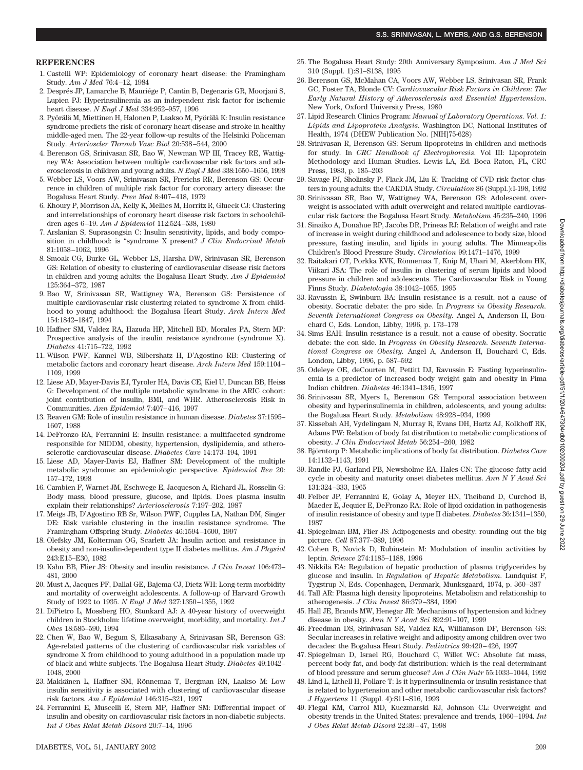## REFERENCES

1. Castelli WP: Epidemiology of coronary heart disease: the Framingham Study. *Am J Med* 76:4–12, 1984
2. Després JP, Lamarche B, Mauriége P, Cantin B, Degenaris GR, Moorjani S, Lupien PJ: Hyperinsulinemia as an independent risk factor for ischemic heart disease. *N Engl J Med* 334:952–957, 1996
3. Pyörälä M, Miettinen H, Halonen P, Laakso M, Pyörälä K: Insulin resistance syndrome predicts the risk of coronary heart disease and stroke in healthy middle-aged men. The 22-year follow-up results of the Helsinki Policeman Study. *Arterioscler Thromb Vasc Biol* 20:538–544, 2000
4. Berenson GS, Srinivasan SR, Bao W, Newman WP III, Tracey RE, Wattigney WA: Association between multiple cardiovascular risk factors and atherosclerosis in children and young adults. *N Engl J Med* 338:1650–1656, 1998
5. Webber LS, Voors AW, Srinivasan SR, Frerichs RR, Berenson GS: Occurrence in children of multiple risk factor for coronary artery disease: the Bogalusa Heart Study. *Prev Med* 8:407–418, 1979
6. Khoury P, Morrison JA, Kelly K, Mellies M, Horritz R, Glueck CJ: Clustering and interrelationships of coronary heart disease risk factors in schoolchildren ages 6–19. *Am J Epidemiol* 112:524–538, 1980
7. Arslanian S, Suprasongsin C: Insulin sensitivity, lipids, and body composition in childhood: is "syndrome X present? *J Clin Endocrinol Metab* 81:1058–1062, 1996
8. Smoak CG, Burke GL, Webber LS, Harsha DW, Srinivasan SR, Berenson GS: Relation of obesity to clustering of cardiovascular disease risk factors in children and young adults: the Bogalusa Heart Study. *Am J Epidemiol* 125:364–372, 1987
9. Bao W, Srinivasan SR, Wattigney WA, Berenson GS: Persistence of multiple cardiovascular risk clustering related to syndrome X from childhood to young adulthood: the Bogalusa Heart Study. *Arch Intern Med* 154:1842–1847, 1994
10. Haffner SM, Valdez RA, Hazuda HP, Mitchell BD, Morales PA, Stern MP: Prospective analysis of the insulin resistance syndrome (syndrome X). *Diabetes* 41:715–722, 1992
11. Wilson PWF, Kannel WB, Silbershatz H, D'Agostino RB: Clustering of metabolic factors and coronary heart disease. *Arch Intern Med* 159:1104–1109, 1999
12. Liese AD, Mayer-Davis EJ, Tyroler HA, Davis CE, Kiel U, Duncan BB, Heiss G: Development of the multiple metabolic syndrome in the ARIC cohort: joint contribution of insulin, BMI, and WHR. Atherosclerosis Risk in Communities. *Ann Epidemiol* 7:407–416, 1997
13. Reaven GM: Role of insulin resistance in human disease. *Diabetes* 37:1595–1607, 1988
14. DeFronzo RA, Ferrannini E: Insulin resistance: a multifaceted syndrome responsible for NIDDM, obesity, hypertension, dyslipidemia, and atherosclerotic cardiovascular disease. *Diabetes Care* 14:173–194, 1991
15. Liese AD, Mayer-Davis EJ, Haffner SM: Development of the multiple metabolic syndrome: an epidemiologic perspective. *Epidemiol Rev* 20: 157–172, 1998
16. Cambien F, Warnet JM, Eschwege E, Jacqueson A, Richard JL, Rosselin G: Body mass, blood pressure, glucose, and lipids. Does plasma insulin explain their relationships? *Arteriosclerosis* 7:197–202, 1987
17. Meigs JB, D'Agostino RB Sr, Wilson PWF, Cupples LA, Nathan DM, Singer DE: Risk variable clustering in the insulin resistance syndrome. The Framingham Offspring Study. *Diabetes* 46:1594–1600, 1997
18. Olefsky JM, Kolterman OG, Scarlett JA: Insulin action and resistance in obesity and non-insulin-dependent type II diabetes mellitus. *Am J Physiol* 243:E15–E30, 1982
19. Kahn BB, Flier JS: Obesity and insulin resistance. *J Clin Invest* 106:473–481, 2000
20. Must A, Jacques PF, Dallal GE, Bajema CJ, Dietz WH: Long-term morbidity and mortality of overweight adolescents. A follow-up of Harvard Growth Study of 1922 to 1935. *N Engl J Med* 327:1350–1355, 1992
21. DiPietro L, Mossberg HO, Stunkard AJ: A 40-year history of overweight children in Stockholm: lifetime overweight, morbidity, and mortality. *Int J Obes* 18:585–590, 1994
22. Chen W, Bao W, Begum S, Elkasabany A, Srinivasan SR, Berenson GS: Age-related patterns of the clustering of cardiovascular risk variables of syndrome X from childhood to young adulthood in a population made up of black and white subjects. The Bogalusa Heart Study. *Diabetes* 49:1042–1048, 2000
23. Makkänen L, Haffner SM, Rönnemaa T, Bergman RN, Laakso M: Low insulin sensitivity is associated with clustering of cardiovascular disease risk factors. *Am J Epidemiol* 146:315–321, 1997
24. Ferrannini E, Muscelli E, Stern MP, Haffner SM: Differential impact of insulin and obesity on cardiovascular risk factors in non-diabetic subjects. *Int J Obes Relat Metab Disord* 20:7–14, 1996
25. The Bogalusa Heart Study: 20th Anniversary Symposium. *Am J Med Sci* 310 (Suppl. 1):S1–S138, 1995
26. Berenson GS, McMahan CA, Voors AW, Webber LS, Srinivasan SR, Frank GC, Foster TA, Blonde CV: *Cardiovascular Risk Factors in Children: The Early Natural History of Atherosclerosis and Essential Hypertension*. New York, Oxford University Press, 1980
27. Lipid Research Clinics Program: *Manual of Laboratory Operations. Vol. 1: Lipids and Lipoprotein Analysis*. Washington DC, National Institutes of Health, 1974 (DHEW Publication No. [NIH]75-628)
28. Srinivasan R, Berenson GS: Serum lipoproteins in children and methods for study. In *CRC Handbook of Electrophoresis.* Vol III: Lipoprotein Methodology and Human Studies. Lewis LA, Ed. Boca Raton, FL, CRC Press, 1983, p. 185–203
29. Savage PJ, Sholinsky P, Flack JM, Liu K: Tracking of CVD risk factor clusters in young adults: the CARDIA Study. *Circulation* 86 (Suppl.):I-198, 1992
30. Srinivasan SR, Bao W, Wattigney WA, Berenson GS: Adolescent overweight is associated with adult overweight and related multiple cardiovascular risk factors: the Bogalusa Heart Study. *Metabolism* 45:235–240, 1996
31. Sinaiko A, Donahue RP, Jacobs DR, Prineas RJ: Relation of weight and rate of increase in weight during childhood and adolescence to body size, blood pressure, fasting insulin, and lipids in young adults. The Minneapolis Children's Blood Pressure Study. *Circulation* 99:1471–1476, 1999
32. Raitakari OT, Porkka KVK, Rönnemaa T, Knip M, Uhari M, Akerblom HK, Viikari JSA: The role of insulin in clustering of serum lipids and blood pressure in children and adolescents. The Cardiovascular Risk in Young Finns Study. *Diabetologia* 38:1042–1055, 1995
33. Ravussin E, Swinburn BA: Insulin resistance is a result, not a cause of obesity. Socratic debate: the pro side. In *Progress in Obesity Research. Seventh International Congress on Obesity.* Angel A, Anderson H, Bouchard C, Eds. London, Libby, 1996, p. 173–178
34. Sims EAH: Insulin resistance is a result, not a cause of obesity. Socratic debate: the con side. In *Progress in Obesity Research. Seventh International Congress on Obesity.* Angel A, Anderson H, Bouchard C, Eds. London, Libby, 1996, p. 587–592
35. Odeleye OE, deCourten M, Pettitt DJ, Ravussin E: Fasting hyperinsulinemia is a predictor of increased body weight gain and obesity in Pima Indian children. *Diabetes* 46:1341–1345, 1997
36. Srinivasan SR, Myers L, Berenson GS: Temporal association between obesity and hyperinsulinemia in children, adolescents, and young adults: the Bogalusa Heart Study. *Metabolism* 48:928–934, 1999
37. Kissebah AH, Vydelingam N, Murray R, Evans DH, Hartz AJ, Kolkhoff RK, Adams PW: Relation of body fat distribution to metabolic complications of obesity. *J Clin Endocrinol Metab* 56:254–260, 1982
38. Björntorp P: Metabolic implications of body fat distribution. *Diabetes Care* 14:1132–1143, 1991
39. Randle PJ, Garland PB, Newsholme EA, Hales CN: The glucose fatty acid cycle in obesity and maturity onset diabetes mellitus. *Ann N Y Acad Sci* 131:324–333, 1965
40. Felber JP, Ferrannini E, Golay A, Meyer HN, Theiband D, Curchod B, Maeder E, Jequier E, DeFronzo RA: Role of lipid oxidation in pathogenesis of insulin resistance of obesity and type II diabetes. *Diabetes* 36:1341–1350, 1987
41. Spiegelman BM, Flier JS: Adipogenesis and obesity: rounding out the big picture. *Cell* 87:377–389, 1996
42. Cohen B, Novick D, Rubinstein M: Modulation of insulin activities by leptin. *Science* 274:1185–1188, 1996
43. Nikkilä EA: Regulation of hepatic production of plasma triglycerides by glucose and insulin. In *Regulation of Hepatic Metabolism.* Lundquist F, Tygstrup N, Eds. Copenhagen, Denmark, Munksgaard, 1974, p. 360–387
44. Tall AR: Plasma high density lipoproteins. Metabolism and relationship to atherogenesis. *J Clin Invest* 86:379–384, 1990
45. Hall JE, Brands MW, Henegar JR: Mechanisms of hypertension and kidney disease in obesity. *Ann N Y Acad Sci* 892:91–107, 1999
46. Freedman DS, Srinivasan SR, Valdez RA, Williamson DF, Berenson GS: Secular increases in relative weight and adiposity among children over two decades: the Bogalusa Heart Study. *Pediatrics* 99:420–426, 1997
47. Spiegelman D, Israel RG, Bouchard C, Willet WC: Absolute fat mass, percent body fat, and body-fat distribution: which is the real determinant of blood pressure and serum glucose? *Am J Clin Nutr* 55:1033–1044, 1992
48. Lind L, Lithell H, Pollare T: Is it hyperinsulinemia or insulin resistance that is related to hypertension and other metabolic cardiovascular risk factors? *J Hypertens* 11 (Suppl. 4):S11–S16, 1993
49. Flegal KM, Carrol MD, Kuczmarski RJ, Johnson CL: Overweight and obesity trends in the United States: prevalence and trends, 1960–1994. *Int J Obes Relat Metab Disord* 22:39–47, 1998